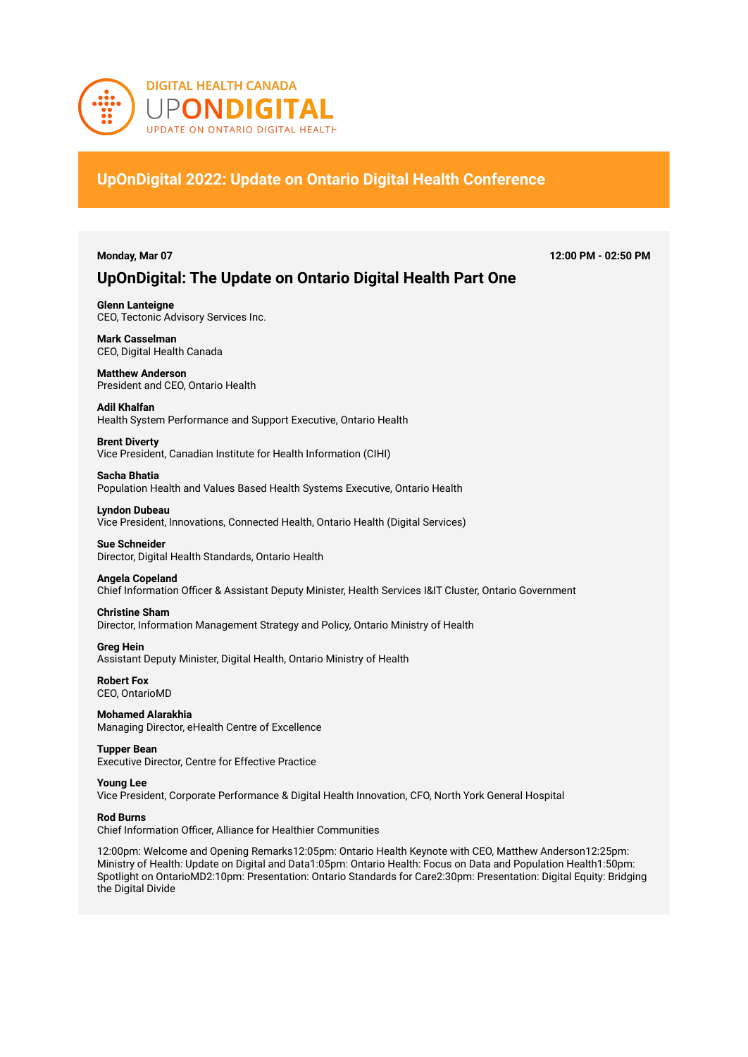DIGITAL HEALTH CANADA

UPONDIGITAL

UPDATE ON ONTARIO DIGITAL HEALTH

# UpOnDigital 2022: Update on Ontario Digital Health Conference

**Monday, Mar 07** **12:00 PM - 02:50 PM**

## UpOnDigital: The Update on Ontario Digital Health Part One

**Glenn Lanteigne**
CEO, Tectonic Advisory Services Inc.

**Mark Casselman**
CEO, Digital Health Canada

**Matthew Anderson**
President and CEO, Ontario Health

**Adil Khalfan**
Health System Performance and Support Executive, Ontario Health

**Brent Diverty**
Vice President, Canadian Institute for Health Information (CIHI)

**Sacha Bhatia**
Population Health and Values Based Health Systems Executive, Ontario Health

**Lyndon Dubeau**
Vice President, Innovations, Connected Health, Ontario Health (Digital Services)

**Sue Schneider**
Director, Digital Health Standards, Ontario Health

**Angela Copeland**
Chief Information Officer & Assistant Deputy Minister, Health Services I&IT Cluster, Ontario Government

**Christine Sham**
Director, Information Management Strategy and Policy, Ontario Ministry of Health

**Greg Hein**
Assistant Deputy Minister, Digital Health, Ontario Ministry of Health

**Robert Fox**
CEO, OntarioMD

**Mohamed Alarakhia**
Managing Director, eHealth Centre of Excellence

**Tupper Bean**
Executive Director, Centre for Effective Practice

**Young Lee**
Vice President, Corporate Performance & Digital Health Innovation, CFO, North York General Hospital

**Rod Burns**
Chief Information Officer, Alliance for Healthier Communities

12:00pm: Welcome and Opening Remarks12:05pm: Ontario Health Keynote with CEO, Matthew Anderson12:25pm: Ministry of Health: Update on Digital and Data1:05pm: Ontario Health: Focus on Data and Population Health1:50pm: Spotlight on OntarioMD2:10pm: Presentation: Ontario Standards for Care2:30pm: Presentation: Digital Equity: Bridging the Digital Divide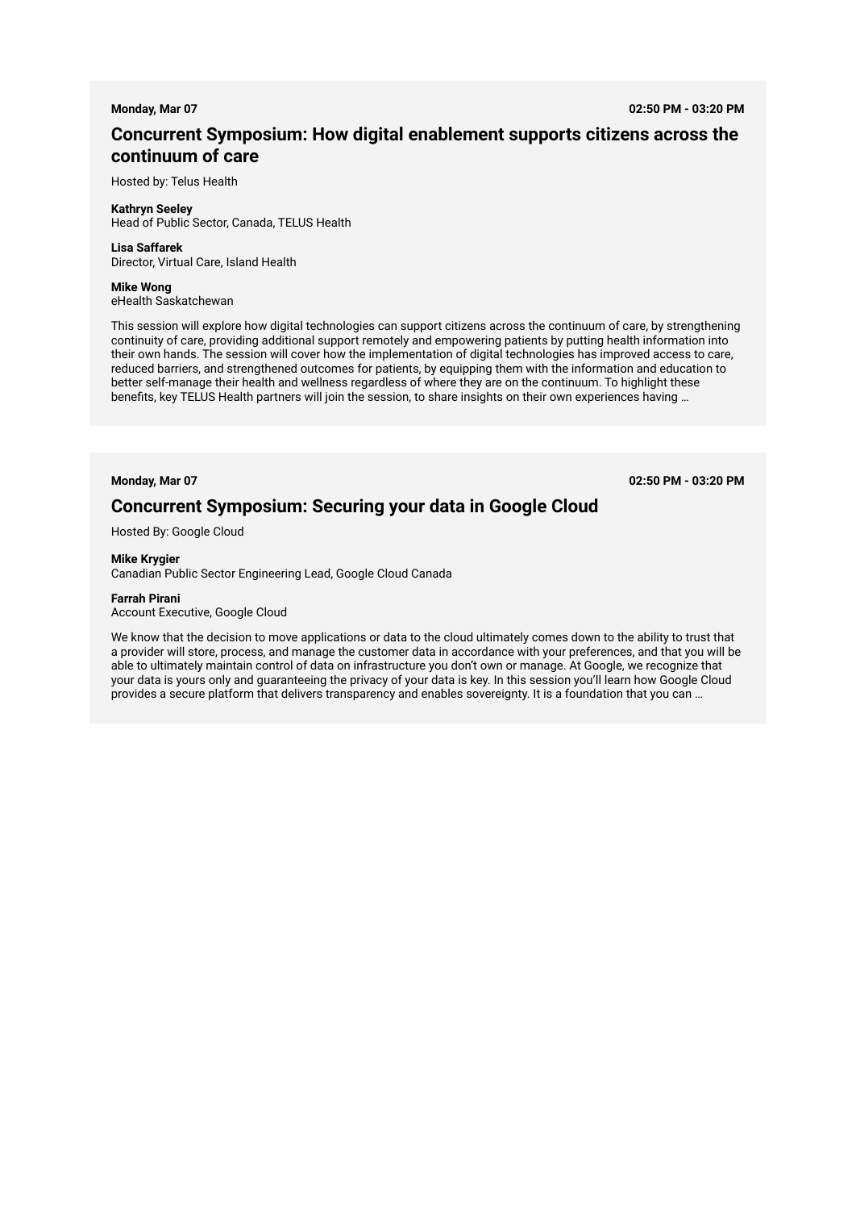**Monday, Mar 07** **02:50 PM - 03:20 PM**

## Concurrent Symposium: How digital enablement supports citizens across the continuum of care

Hosted by: Telus Health

**Kathryn Seeley**
Head of Public Sector, Canada, TELUS Health

**Lisa Saffarek**
Director, Virtual Care, Island Health

**Mike Wong**
eHealth Saskatchewan

This session will explore how digital technologies can support citizens across the continuum of care, by strengthening continuity of care, providing additional support remotely and empowering patients by putting health information into their own hands. The session will cover how the implementation of digital technologies has improved access to care, reduced barriers, and strengthened outcomes for patients, by equipping them with the information and education to better self-manage their health and wellness regardless of where they are on the continuum. To highlight these benefits, key TELUS Health partners will join the session, to share insights on their own experiences having …

**Monday, Mar 07** **02:50 PM - 03:20 PM**

## Concurrent Symposium: Securing your data in Google Cloud

Hosted By: Google Cloud

**Mike Krygier**
Canadian Public Sector Engineering Lead, Google Cloud Canada

**Farrah Pirani**
Account Executive, Google Cloud

We know that the decision to move applications or data to the cloud ultimately comes down to the ability to trust that a provider will store, process, and manage the customer data in accordance with your preferences, and that you will be able to ultimately maintain control of data on infrastructure you don't own or manage. At Google, we recognize that your data is yours only and guaranteeing the privacy of your data is key. In this session you'll learn how Google Cloud provides a secure platform that delivers transparency and enables sovereignty. It is a foundation that you can …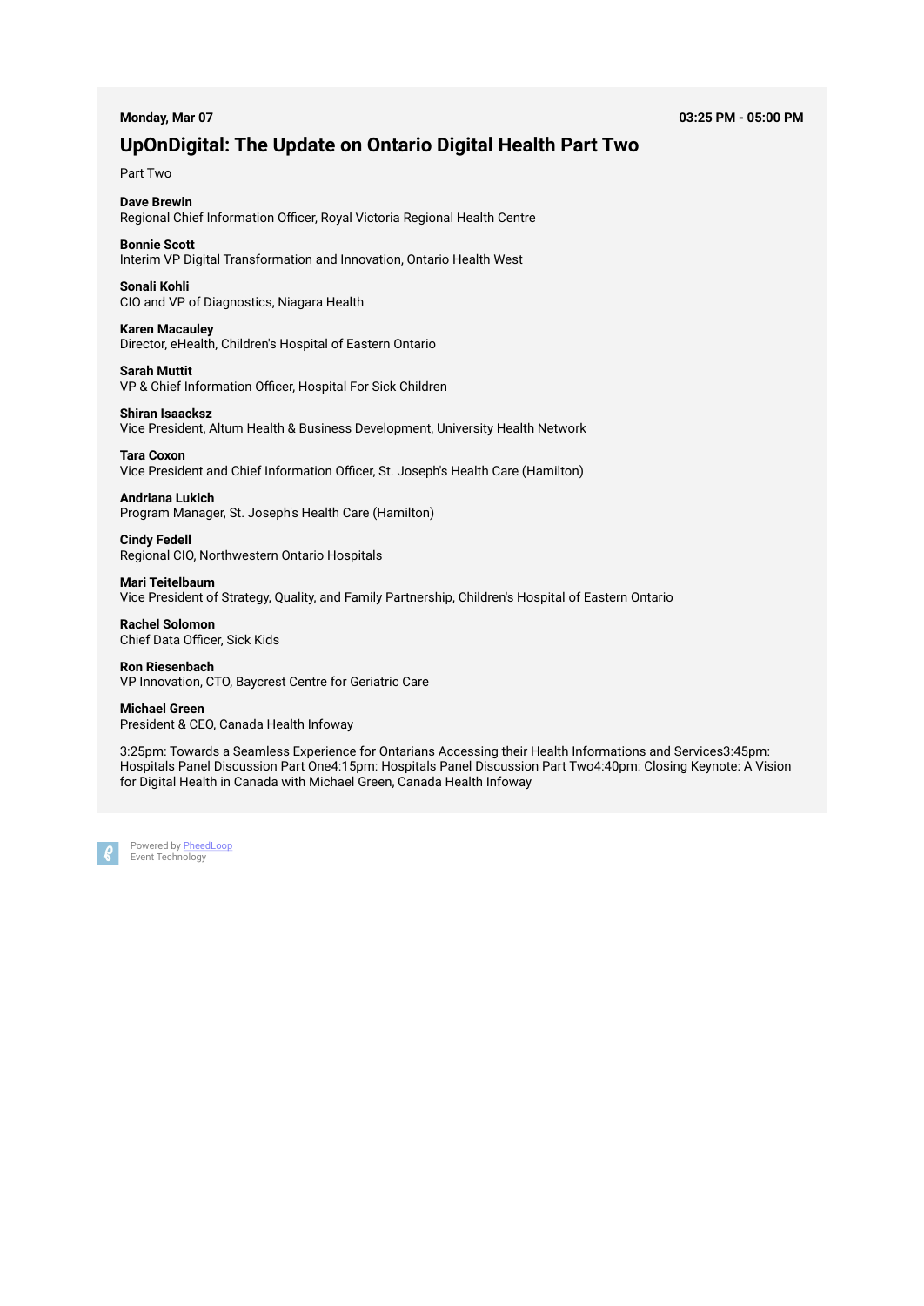**Monday, Mar 07** **03:25 PM - 05:00 PM**

## UpOnDigital: The Update on Ontario Digital Health Part Two

Part Two

**Dave Brewin**
Regional Chief Information Officer, Royal Victoria Regional Health Centre

**Bonnie Scott**
Interim VP Digital Transformation and Innovation, Ontario Health West

**Sonali Kohli**
CIO and VP of Diagnostics, Niagara Health

**Karen Macauley**
Director, eHealth, Children's Hospital of Eastern Ontario

**Sarah Muttit**
VP & Chief Information Officer, Hospital For Sick Children

**Shiran Isaacksz**
Vice President, Altum Health & Business Development, University Health Network

**Tara Coxon**
Vice President and Chief Information Officer, St. Joseph's Health Care (Hamilton)

**Andriana Lukich**
Program Manager, St. Joseph's Health Care (Hamilton)

**Cindy Fedell**
Regional CIO, Northwestern Ontario Hospitals

**Mari Teitelbaum**
Vice President of Strategy, Quality, and Family Partnership, Children's Hospital of Eastern Ontario

**Rachel Solomon**
Chief Data Officer, Sick Kids

**Ron Riesenbach**
VP Innovation, CTO, Baycrest Centre for Geriatric Care

**Michael Green**
President & CEO, Canada Health Infoway

3:25pm: Towards a Seamless Experience for Ontarians Accessing their Health Informations and Services3:45pm: Hospitals Panel Discussion Part One4:15pm: Hospitals Panel Discussion Part Two4:40pm: Closing Keynote: A Vision for Digital Health in Canada with Michael Green, Canada Health Infoway

Powered by PheedLoop
Event Technology